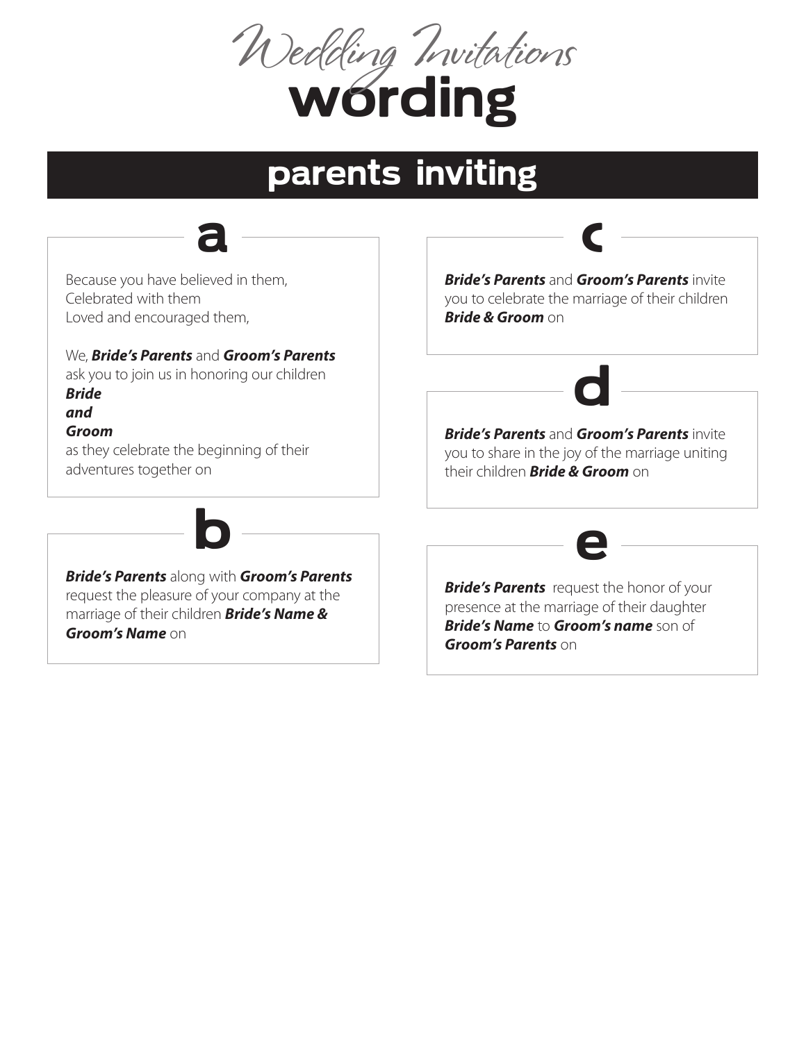# Wedding Invitations wording

## parents inviting

### a

Because you have believed in them,
Celebrated with them
Loved and encouraged them,

We, ***Bride's Parents*** and ***Groom's Parents*** ask you to join us in honoring our children
***Bride***
***and***
***Groom***
as they celebrate the beginning of their adventures together on

### b

***Bride's Parents*** along with ***Groom's Parents*** request the pleasure of your company at the marriage of their children ***Bride's Name & Groom's Name*** on

### c

***Bride's Parents*** and ***Groom's Parents*** invite you to celebrate the marriage of their children ***Bride & Groom*** on

### d

***Bride's Parents*** and ***Groom's Parents*** invite you to share in the joy of the marriage uniting their children ***Bride & Groom*** on

### e

***Bride's Parents*** request the honor of your presence at the marriage of their daughter ***Bride's Name*** to ***Groom's name*** son of ***Groom's Parents*** on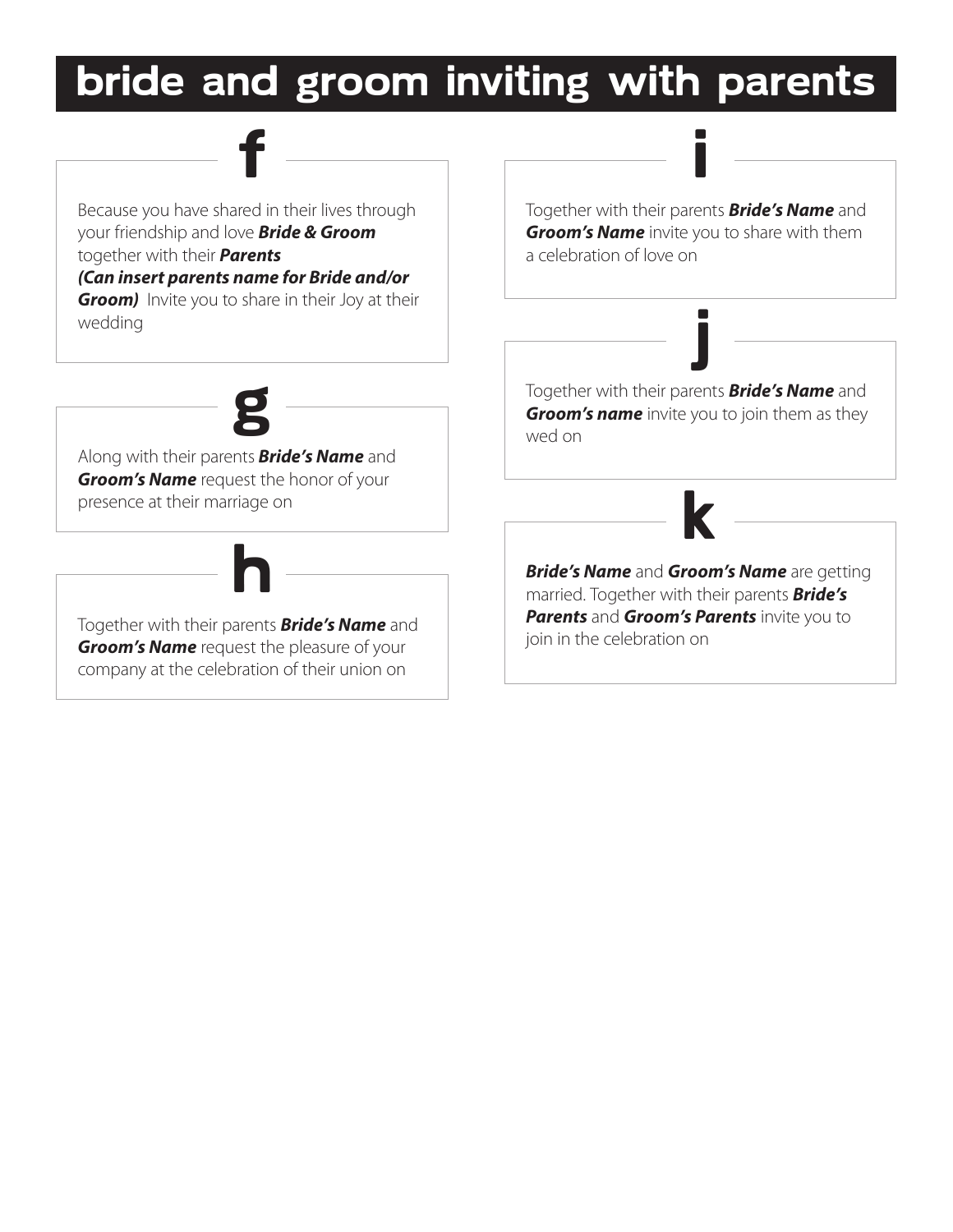# bride and groom inviting with parents

## f

Because you have shared in their lives through your friendship and love ***Bride & Groom*** together with their ***Parents (Can insert parents name for Bride and/or Groom)*** Invite you to share in their Joy at their wedding

## g

Along with their parents ***Bride's Name*** and ***Groom's Name*** request the honor of your presence at their marriage on

## h

Together with their parents ***Bride's Name*** and ***Groom's Name*** request the pleasure of your company at the celebration of their union on

## i

Together with their parents ***Bride's Name*** and ***Groom's Name*** invite you to share with them a celebration of love on

## j

Together with their parents ***Bride's Name*** and ***Groom's name*** invite you to join them as they wed on

## k

***Bride's Name*** and ***Groom's Name*** are getting married. Together with their parents ***Bride's Parents*** and ***Groom's Parents*** invite you to join in the celebration on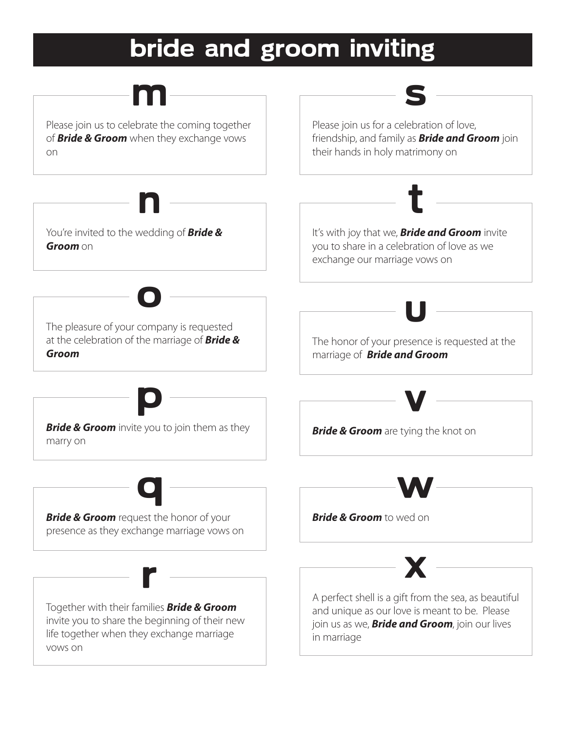# bride and groom inviting

## m

Please join us to celebrate the coming together of ***Bride & Groom*** when they exchange vows on

## n

You're invited to the wedding of ***Bride & Groom*** on

## o

The pleasure of your company is requested at the celebration of the marriage of ***Bride & Groom***

## p

***Bride & Groom*** invite you to join them as they marry on

## q

***Bride & Groom*** request the honor of your presence as they exchange marriage vows on

## r

Together with their families ***Bride & Groom*** invite you to share the beginning of their new life together when they exchange marriage vows on

## s

Please join us for a celebration of love, friendship, and family as ***Bride and Groom*** join their hands in holy matrimony on

## t

It's with joy that we, ***Bride and Groom*** invite you to share in a celebration of love as we exchange our marriage vows on

## u

The honor of your presence is requested at the marriage of ***Bride and Groom***

## v

***Bride & Groom*** are tying the knot on

## w

***Bride & Groom*** to wed on

## x

A perfect shell is a gift from the sea, as beautiful and unique as our love is meant to be. Please join us as we, ***Bride and Groom***, join our lives in marriage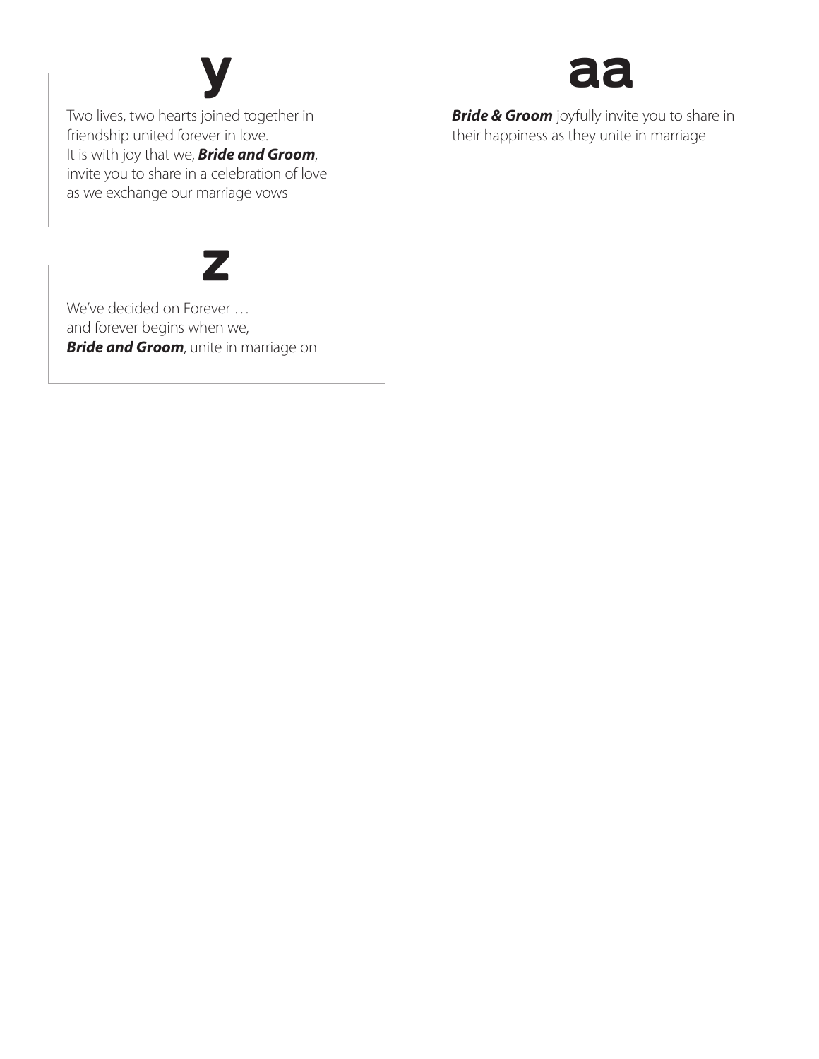## y

Two lives, two hearts joined together in friendship united forever in love.
It is with joy that we, ***Bride and Groom***, invite you to share in a celebration of love as we exchange our marriage vows

## z

We've decided on Forever …
and forever begins when we,
***Bride and Groom***, unite in marriage on

## aa

***Bride & Groom*** joyfully invite you to share in their happiness as they unite in marriage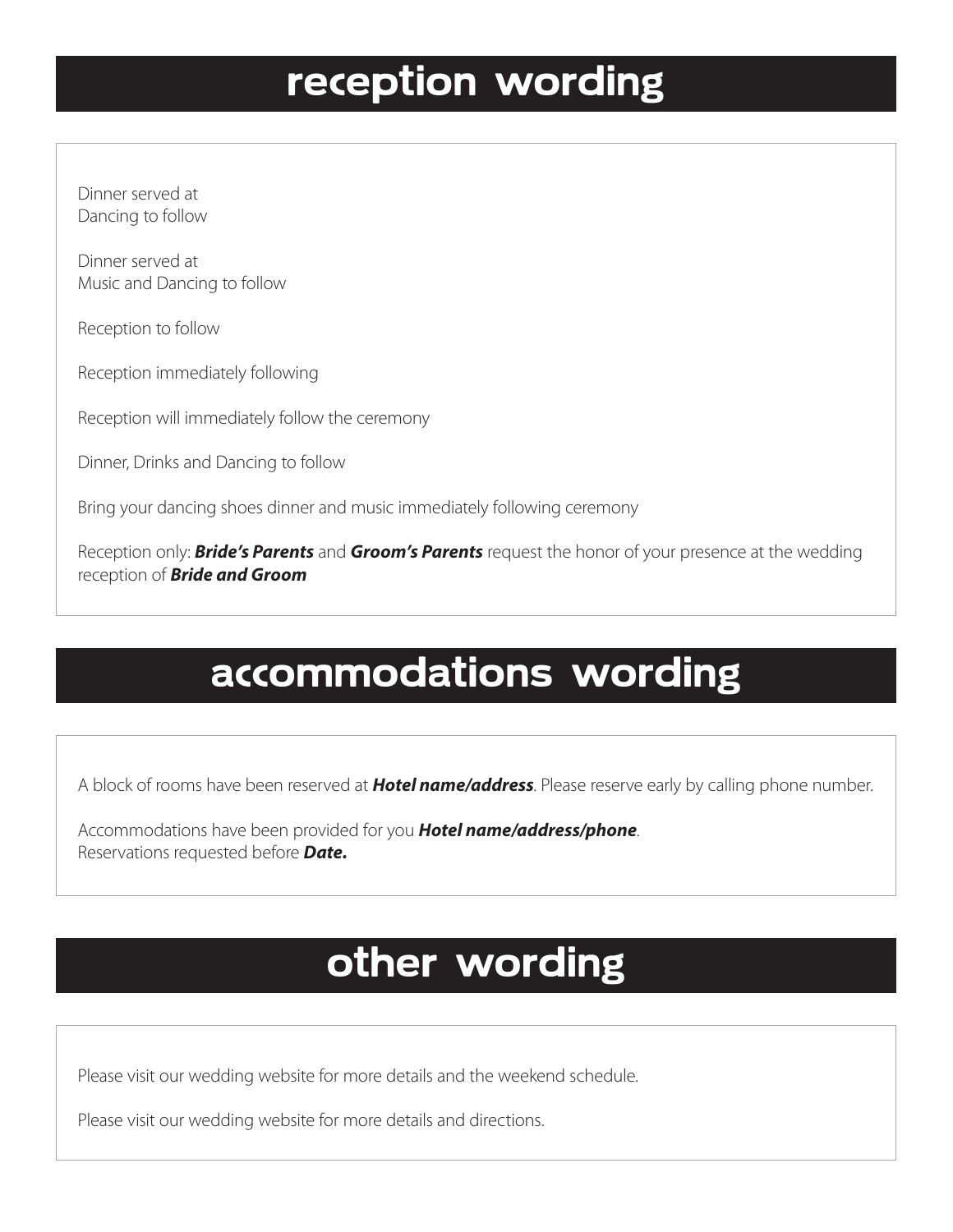# reception wording

Dinner served at
Dancing to follow

Dinner served at
Music and Dancing to follow

Reception to follow

Reception immediately following

Reception will immediately follow the ceremony

Dinner, Drinks and Dancing to follow

Bring your dancing shoes dinner and music immediately following ceremony

Reception only: ***Bride's Parents*** and ***Groom's Parents*** request the honor of your presence at the wedding reception of ***Bride and Groom***

# accommodations wording

A block of rooms have been reserved at ***Hotel name/address***. Please reserve early by calling phone number.

Accommodations have been provided for you ***Hotel name/address/phone***.
Reservations requested before ***Date.***

# other wording

Please visit our wedding website for more details and the weekend schedule.

Please visit our wedding website for more details and directions.